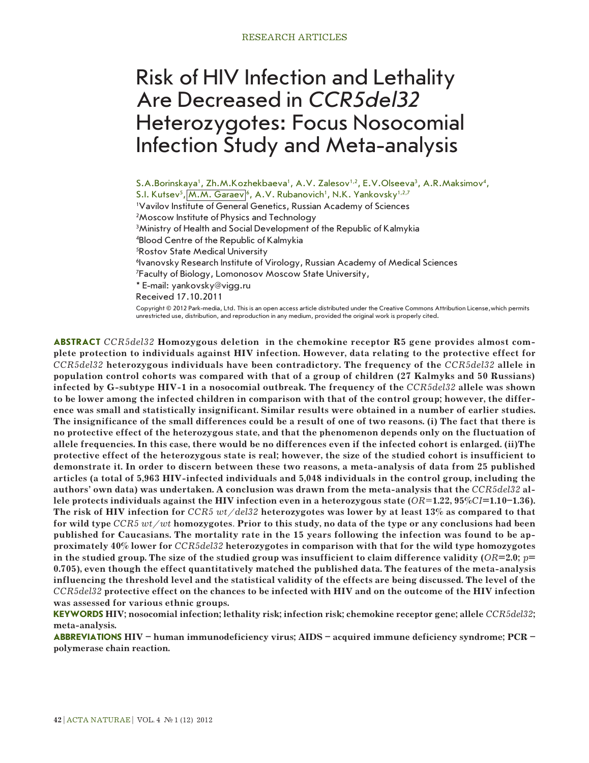# Risk of HIV Infection and Lethality Are Decreased in *CCR5del32* Heterozygotes: Focus Nosocomial Infection Study and Meta-analysis

S.A.Borinskaya[1], Zh.M.Kozhekbaeva[1], A.V. Zalesov[1,2], E.V.Olseeva[3], A.R.Maksimov[4], S.I. Kutsev[5], M.M. Garaev[6], A.V. Rubanovich[1], N.K. Yankovsky[1,2,7]

[1]Vavilov Institute of General Genetics, Russian Academy of Sciences

[2]Moscow Institute of Physics and Technology

[3]Ministry of Health and Social Development of the Republic of Kalmykia

[4]Blood Centre of the Republic of Kalmykia

[5]Rostov State Medical University

[6]Ivanovsky Research Institute of Virology, Russian Academy of Medical Sciences

[7]Faculty of Biology, Lomonosov Moscow State University,

* E-mail: yankovsky@vigg.ru

Received 17.10.2011

Copyright © 2012 Park-media, Ltd. This is an open access article distributed under the Creative Commons Attribution License,which permits unrestricted use, distribution, and reproduction in any medium, provided the original work is properly cited.

**ABSTRACT** ***CCR5del32*** **Homozygous deletion in the chemokine receptor R5 gene provides almost complete protection to individuals against HIV infection. However, data relating to the protective effect for** ***CCR5del32*** **heterozygous individuals have been contradictory. The frequency of the** ***CCR5del32*** **allele in population control cohorts was compared with that of a group of children (27 Kalmyks and 50 Russians) infected by G-subtype HIV-1 in a nosocomial outbreak. The frequency of the** ***CCR5del32*** **allele was shown to be lower among the infected children in comparison with that of the control group; however, the difference was small and statistically insignificant. Similar results were obtained in a number of earlier studies. The insignificance of the small differences could be a result of one of two reasons. (i) The fact that there is no protective effect of the heterozygous state, and that the phenomenon depends only on the fluctuation of allele frequencies. In this case, there would be no differences even if the infected cohort is enlarged. (ii)The protective effect of the heterozygous state is real; however, the size of the studied cohort is insufficient to demonstrate it. In order to discern between these two reasons, a meta-analysis of data from 25 published articles (a total of 5,963 HIV-infected individuals and 5,048 individuals in the control group, including the authors' own data) was undertaken. A conclusion was drawn from the meta-analysis that the** ***CCR5del32*** **allele protects individuals against the HIV infection even in a heterozygous state (*$OR$*=1.22, 95%*$CI$*=1.10–1.36). The risk of HIV infection for** ***CCR5 wt/del32*** **heterozygotes was lower by at least 13% as compared to that for wild type** ***CCR5 wt/wt*** **homozygotes. Prior to this study, no data of the type or any conclusions had been published for Caucasians. The mortality rate in the 15 years following the infection was found to be approximately 40% lower for** ***CCR5del32*** **heterozygotes in comparison with that for the wild type homozygotes in the studied group. The size of the studied group was insufficient to claim difference validity (*$OR$*=2.0; *$p$*= 0.705), even though the effect quantitatively matched the published data. The features of the meta-analysis influencing the threshold level and the statistical validity of the effects are being discussed. The level of the** ***CCR5del32*** **protective effect on the chances to be infected with HIV and on the outcome of the HIV infection was assessed for various ethnic groups.**

**KEYWORDS** **HIV; nosocomial infection; lethality risk; infection risk; chemokine receptor gene; allele** ***CCR5del32*****; meta-analysis.**

**ABBREVIATIONS** **HIV – human immunodeficiency virus; AIDS – acquired immune deficiency syndrome; PCR – polymerase chain reaction.**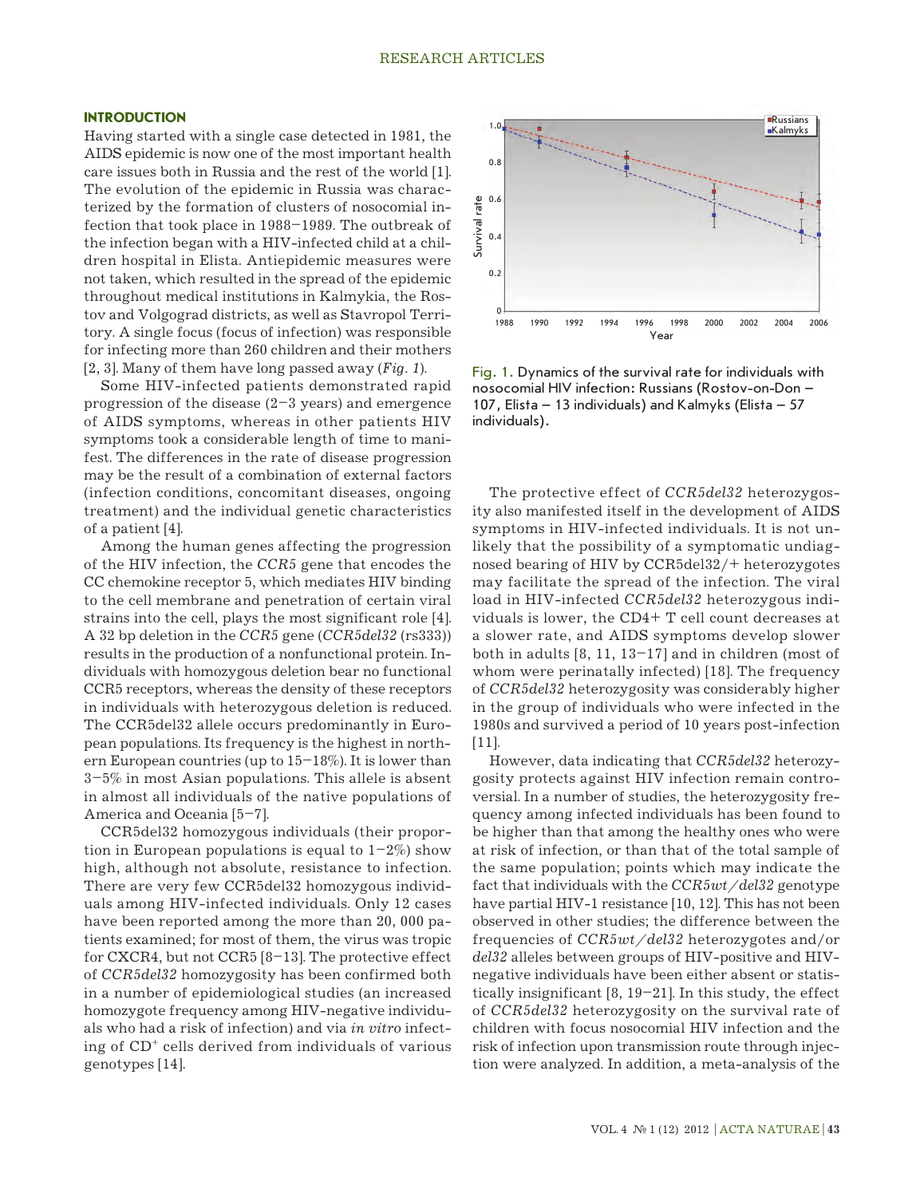## INTRODUCTION

Having started with a single case detected in 1981, the AIDS epidemic is now one of the most important health care issues both in Russia and the rest of the world [1]. The evolution of the epidemic in Russia was characterized by the formation of clusters of nosocomial infection that took place in 1988–1989. The outbreak of the infection began with a HIV-infected child at a children hospital in Elista. Antiepidemic measures were not taken, which resulted in the spread of the epidemic throughout medical institutions in Kalmykia, the Rostov and Volgograd districts, as well as Stavropol Territory. A single focus (focus of infection) was responsible for infecting more than 260 children and their mothers [2, 3]. Many of them have long passed away (*Fig. 1*).

Some HIV-infected patients demonstrated rapid progression of the disease (2–3 years) and emergence of AIDS symptoms, whereas in other patients HIV symptoms took a considerable length of time to manifest. The differences in the rate of disease progression may be the result of a combination of external factors (infection conditions, concomitant diseases, ongoing treatment) and the individual genetic characteristics of a patient [4].

Among the human genes affecting the progression of the HIV infection, the *CCR5* gene that encodes the CC chemokine receptor 5, which mediates HIV binding to the cell membrane and penetration of certain viral strains into the cell, plays the most significant role [4]. A 32 bp deletion in the *CCR5* gene (*CCR5del32* (rs333)) results in the production of a nonfunctional protein. Individuals with homozygous deletion bear no functional CCR5 receptors, whereas the density of these receptors in individuals with heterozygous deletion is reduced. The CCR5del32 allele occurs predominantly in European populations. Its frequency is the highest in northern European countries (up to 15–18%). It is lower than 3–5% in most Asian populations. This allele is absent in almost all individuals of the native populations of America and Oceania [5–7].

CCR5del32 homozygous individuals (their proportion in European populations is equal to 1–2%) show high, although not absolute, resistance to infection. There are very few CCR5del32 homozygous individuals among HIV-infected individuals. Only 12 cases have been reported among the more than 20, 000 patients examined; for most of them, the virus was tropic for CXCR4, but not CCR5 [8–13]. The protective effect of *CCR5del32* homozygosity has been confirmed both in a number of epidemiological studies (an increased homozygote frequency among HIV-negative individuals who had a risk of infection) and via *in vitro* infecting of $CD^{+}$ cells derived from individuals of various genotypes [14].

Fig. 1. Dynamics of the survival rate for individuals with nosocomial HIV infection: Russians (Rostov-on-Don – 107, Elista – 13 individuals) and Kalmyks (Elista – 57 individuals).

The protective effect of *CCR5del32* heterozygosity also manifested itself in the development of AIDS symptoms in HIV-infected individuals. It is not unlikely that the possibility of a symptomatic undiagnosed bearing of HIV by CCR5del32/+ heterozygotes may facilitate the spread of the infection. The viral load in HIV-infected *CCR5del32* heterozygous individuals is lower, the CD4+ T cell count decreases at a slower rate, and AIDS symptoms develop slower both in adults [8, 11, 13–17] and in children (most of whom were perinatally infected) [18]. The frequency of *CCR5del32* heterozygosity was considerably higher in the group of individuals who were infected in the 1980s and survived a period of 10 years post-infection [11].

However, data indicating that *CCR5del32* heterozygosity protects against HIV infection remain controversial. In a number of studies, the heterozygosity frequency among infected individuals has been found to be higher than that among the healthy ones who were at risk of infection, or than that of the total sample of the same population; points which may indicate the fact that individuals with the *CCR5wt/del32* genotype have partial HIV-1 resistance [10, 12]. This has not been observed in other studies; the difference between the frequencies of *CCR5wt/del32* heterozygotes and/or *del32* alleles between groups of HIV-positive and HIV-negative individuals have been either absent or statistically insignificant [8, 19–21]. In this study, the effect of *CCR5del32* heterozygosity on the survival rate of children with focus nosocomial HIV infection and the risk of infection upon transmission route through injection were analyzed. In addition, a meta-analysis of the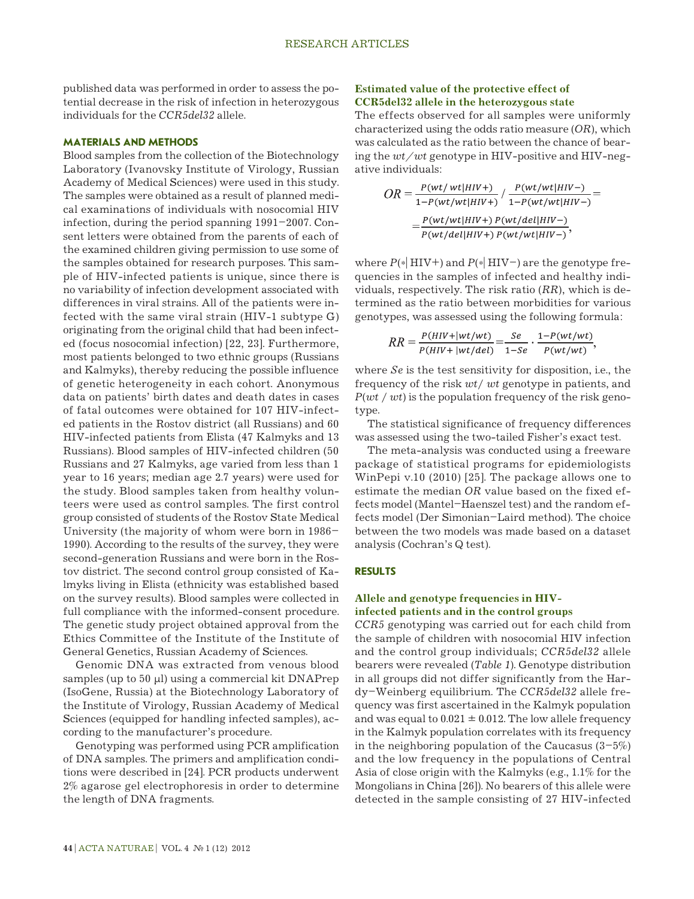published data was performed in order to assess the potential decrease in the risk of infection in heterozygous individuals for the *CCR5del32* allele.

## MATERIALS AND METHODS

Blood samples from the collection of the Biotechnology Laboratory (Ivanovsky Institute of Virology, Russian Academy of Medical Sciences) were used in this study. The samples were obtained as a result of planned medical examinations of individuals with nosocomial HIV infection, during the period spanning 1991–2007. Consent letters were obtained from the parents of each of the examined children giving permission to use some of the samples obtained for research purposes. This sample of HIV-infected patients is unique, since there is no variability of infection development associated with differences in viral strains. All of the patients were infected with the same viral strain (HIV-1 subtype G) originating from the original child that had been infected (focus nosocomial infection) [22, 23]. Furthermore, most patients belonged to two ethnic groups (Russians and Kalmyks), thereby reducing the possible influence of genetic heterogeneity in each cohort. Anonymous data on patients' birth dates and death dates in cases of fatal outcomes were obtained for 107 HIV-infected patients in the Rostov district (all Russians) and 60 HIV-infected patients from Elista (47 Kalmyks and 13 Russians). Blood samples of HIV-infected children (50 Russians and 27 Kalmyks, age varied from less than 1 year to 16 years; median age 2.7 years) were used for the study. Blood samples taken from healthy volunteers were used as control samples. The first control group consisted of students of the Rostov State Medical University (the majority of whom were born in 1986–1990). According to the results of the survey, they were second-generation Russians and were born in the Rostov district. The second control group consisted of Kalmyks living in Elista (ethnicity was established based on the survey results). Blood samples were collected in full compliance with the informed-consent procedure. The genetic study project obtained approval from the Ethics Committee of the Institute of the Institute of General Genetics, Russian Academy of Sciences.

Genomic DNA was extracted from venous blood samples (up to 50 μl) using a commercial kit DNAPrep (IsoGene, Russia) at the Biotechnology Laboratory of the Institute of Virology, Russian Academy of Medical Sciences (equipped for handling infected samples), according to the manufacturer's procedure.

Genotyping was performed using PCR amplification of DNA samples. The primers and amplification conditions were described in [24]. PCR products underwent 2% agarose gel electrophoresis in order to determine the length of DNA fragments.

### Estimated value of the protective effect of CCR5del32 allele in the heterozygous state

The effects observed for all samples were uniformly characterized using the odds ratio measure (*OR*), which was calculated as the ratio between the chance of bearing the *wt/wt* genotype in HIV-positive and HIV-negative individuals:

$$OR = \frac{P(wt/wt|HIV+)}{1-P(wt/wt|HIV+)} \Big/ \frac{P(wt/wt|HIV-)}{1-P(wt/wt|HIV-)} = \frac{P(wt/wt|HIV+)\,P(wt/del|HIV-)}{P(wt/del|HIV+)\,P(wt/wt|HIV-)},$$

where $P(*|\text{HIV+})$ and $P(*|\text{HIV-})$ are the genotype frequencies in the samples of infected and healthy individuals, respectively. The risk ratio (*RR*), which is determined as the ratio between morbidities for various genotypes, was assessed using the following formula:

$$RR = \frac{P(HIV+|wt/wt)}{P(HIV+|wt/del)} = \frac{Se}{1-Se} \cdot \frac{1-P(wt/wt)}{P(wt/wt)},$$

where *Se* is the test sensitivity for disposition, i.e., the frequency of the risk *wt/ wt* genotype in patients, and $P(wt\,/\,wt)$ is the population frequency of the risk genotype.

The statistical significance of frequency differences was assessed using the two-tailed Fisher's exact test.

The meta-analysis was conducted using a freeware package of statistical programs for epidemiologists WinPepi v.10 (2010) [25]. The package allows one to estimate the median *OR* value based on the fixed effects model (Mantel–Haenszel test) and the random effects model (Der Simonian–Laird method). The choice between the two models was made based on a dataset analysis (Cochran's Q test).

## RESULTS

### Allele and genotype frequencies in HIV-infected patients and in the control groups

*CCR5* genotyping was carried out for each child from the sample of children with nosocomial HIV infection and the control group individuals; *CCR5del32* allele bearers were revealed (*Table 1*). Genotype distribution in all groups did not differ significantly from the Hardy–Weinberg equilibrium. The *CCR5del32* allele frequency was first ascertained in the Kalmyk population and was equal to 0.021 ± 0.012. The low allele frequency in the Kalmyk population correlates with its frequency in the neighboring population of the Caucasus (3–5%) and the low frequency in the populations of Central Asia of close origin with the Kalmyks (e.g., 1.1% for the Mongolians in China [26]). No bearers of this allele were detected in the sample consisting of 27 HIV-infected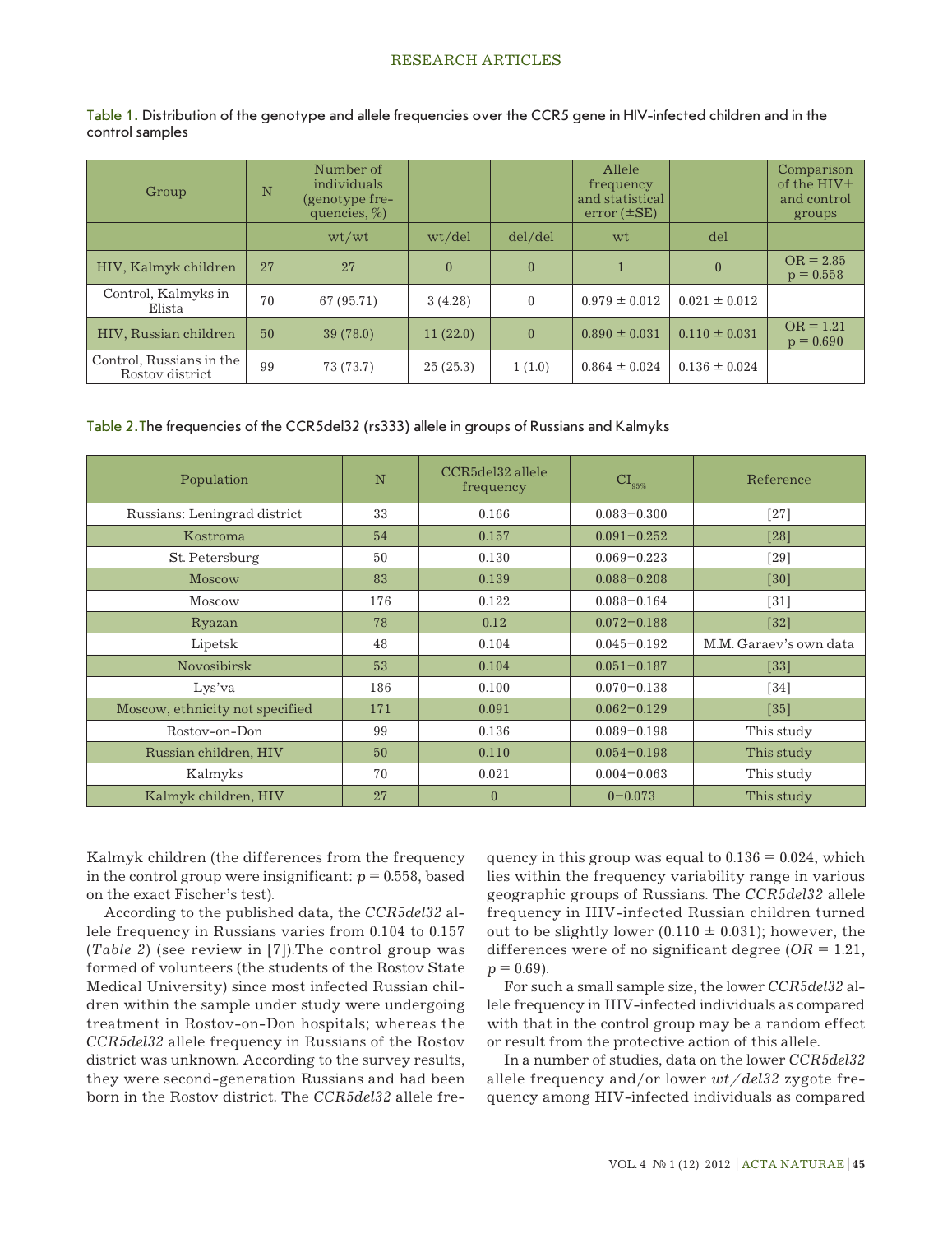Table 1. Distribution of the genotype and allele frequencies over the CCR5 gene in HIV-infected children and in the control samples

| Group | N | Number of individuals (genotype frequencies, %) | | | Allele frequency and statistical error (±SE) | | Comparison of the HIV+ and control groups |
|---|---|---|---|---|---|---|---|
| | | wt/wt | wt/del | del/del | wt | del | |
| HIV, Kalmyk children | 27 | 27 | 0 | 0 | 1 | 0 | OR = 2.85 p = 0.558 |
| Control, Kalmyks in Elista | 70 | 67 (95.71) | 3 (4.28) | 0 | 0.979 ± 0.012 | 0.021 ± 0.012 | |
| HIV, Russian children | 50 | 39 (78.0) | 11 (22.0) | 0 | 0.890 ± 0.031 | 0.110 ± 0.031 | OR = 1.21 p = 0.690 |
| Control, Russians in the Rostov district | 99 | 73 (73.7) | 25 (25.3) | 1 (1.0) | 0.864 ± 0.024 | 0.136 ± 0.024 | |

Table 2. The frequencies of the CCR5del32 (rs333) allele in groups of Russians and Kalmyks

| Population | N | CCR5del32 allele frequency | $CI_{95\%}$ | Reference |
|---|---|---|---|---|
| Russians: Leningrad district | 33 | 0.166 | 0.083–0.300 | [27] |
| Kostroma | 54 | 0.157 | 0.091–0.252 | [28] |
| St. Petersburg | 50 | 0.130 | 0.069–0.223 | [29] |
| Moscow | 83 | 0.139 | 0.088–0.208 | [30] |
| Moscow | 176 | 0.122 | 0.088–0.164 | [31] |
| Ryazan | 78 | 0.12 | 0.072–0.188 | [32] |
| Lipetsk | 48 | 0.104 | 0.045–0.192 | M.M. Garaev's own data |
| Novosibirsk | 53 | 0.104 | 0.051–0.187 | [33] |
| Lys'va | 186 | 0.100 | 0.070–0.138 | [34] |
| Moscow, ethnicity not specified | 171 | 0.091 | 0.062–0.129 | [35] |
| Rostov-on-Don | 99 | 0.136 | 0.089–0.198 | This study |
| Russian children, HIV | 50 | 0.110 | 0.054–0.198 | This study |
| Kalmyks | 70 | 0.021 | 0.004–0.063 | This study |
| Kalmyk children, HIV | 27 | 0 | 0–0.073 | This study |

Kalmyk children (the differences from the frequency in the control group were insignificant: $p = 0.558$, based on the exact Fischer's test).

According to the published data, the *CCR5del32* allele frequency in Russians varies from 0.104 to 0.157 (*Table 2*) (see review in [7]).The control group was formed of volunteers (the students of the Rostov State Medical University) since most infected Russian children within the sample under study were undergoing treatment in Rostov-on-Don hospitals; whereas the *CCR5del32* allele frequency in Russians of the Rostov district was unknown. According to the survey results, they were second-generation Russians and had been born in the Rostov district. The *CCR5del32* allele frequency in this group was equal to 0.136 = 0.024, which lies within the frequency variability range in various geographic groups of Russians. The *CCR5del32* allele frequency in HIV-infected Russian children turned out to be slightly lower (0.110 ± 0.031); however, the differences were of no significant degree ($OR = 1.21$, $p = 0.69$).

For such a small sample size, the lower *CCR5del32* allele frequency in HIV-infected individuals as compared with that in the control group may be a random effect or result from the protective action of this allele.

In a number of studies, data on the lower *CCR5del32* allele frequency and/or lower *wt/del32* zygote frequency among HIV-infected individuals as compared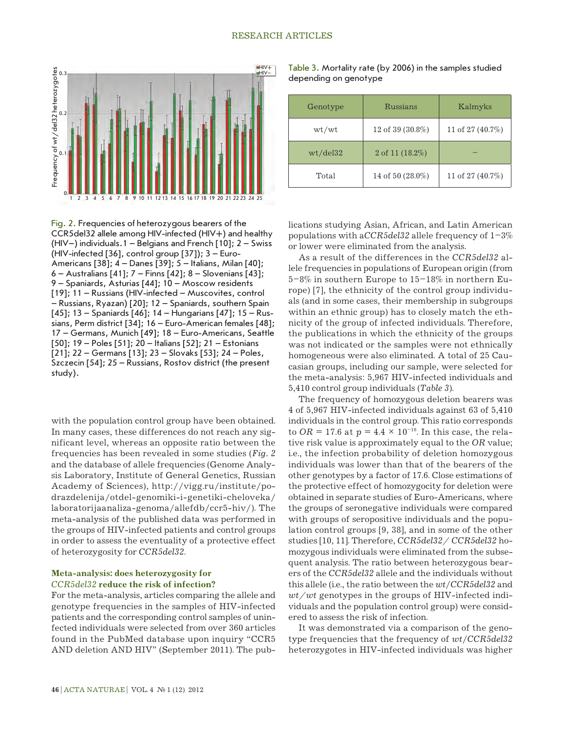Fig. 2. Frequencies of heterozygous bearers of the CCR5del32 allele among HIV-infected (HIV+) and healthy (HIV–) individuals. 1 – Belgians and French [10]; 2 – Swiss (HIV-infected [36], control group [37]); 3 – Euro-Americans [38]; 4 – Danes [39]; 5 – Italians, Milan [40]; 6 – Australians [41]; 7 – Finns [42]; 8 – Slovenians [43]; 9 – Spaniards, Asturias [44]; 10 – Moscow residents [19]; 11 – Russians (HIV-infected – Muscovites, control – Russians, Ryazan) [20]; 12 – Spaniards, southern Spain [45]; 13 – Spaniards [46]; 14 – Hungarians [47]; 15 – Russians, Perm district [34]; 16 – Euro-American females [48]; 17 – Germans, Munich [49]; 18 – Euro-Americans, Seattle [50]; 19 – Poles [51]; 20 – Italians [52]; 21 – Estonians [21]; 22 – Germans [13]; 23 – Slovaks [53]; 24 – Poles, Szczecin [54]; 25 – Russians, Rostov district (the present study).

with the population control group have been obtained. In many cases, these differences do not reach any significant level, whereas an opposite ratio between the frequencies has been revealed in some studies (*Fig. 2* and the database of allele frequencies (Genome Analysis Laboratory, Institute of General Genetics, Russian Academy of Sciences), http://vigg.ru/institute/podrazdelenija/otdel-genomiki-i-genetiki-cheloveka/laboratorijaanaliza-genoma/allefdb/ccr5-hiv/). The meta-analysis of the published data was performed in the groups of HIV-infected patients and control groups in order to assess the eventuality of a protective effect of heterozygosity for *CCR5del32*.

### Meta-analysis: does heterozygosity for *CCR5del32* reduce the risk of infection?

For the meta-analysis, articles comparing the allele and genotype frequencies in the samples of HIV-infected patients and the corresponding control samples of uninfected individuals were selected from over 360 articles found in the PubMed database upon inquiry "CCR5 AND deletion AND HIV" (September 2011). The publications studying Asian, African, and Latin American populations with a *CCR5del32* allele frequency of 1–3% or lower were eliminated from the analysis.

Table 3. Mortality rate (by 2006) in the samples studied depending on genotype

| Genotype | Russians | Kalmyks |
|---|---|---|
| wt/wt | 12 of 39 (30.8%) | 11 of 27 (40.7%) |
| wt/del32 | 2 of 11 (18.2%) | – |
| Total | 14 of 50 (28.0%) | 11 of 27 (40.7%) |

As a result of the differences in the *CCR5del32* allele frequencies in populations of European origin (from 5–8% in southern Europe to 15–18% in northern Europe) [7], the ethnicity of the control group individuals (and in some cases, their membership in subgroups within an ethnic group) has to closely match the ethnicity of the group of infected individuals. Therefore, the publications in which the ethnicity of the groups was not indicated or the samples were not ethnically homogeneous were also eliminated. A total of 25 Caucasian groups, including our sample, were selected for the meta-analysis: 5,967 HIV-infected individuals and 5,410 control group individuals (*Table 3*).

The frequency of homozygous deletion bearers was 4 of 5,967 HIV-infected individuals against 63 of 5,410 individuals in the control group. This ratio corresponds to $OR = 17.6$ at $p = 4.4 \times 10^{-16}$. In this case, the relative risk value is approximately equal to the *OR* value; i.e., the infection probability of deletion homozygous individuals was lower than that of the bearers of the other genotypes by a factor of 17.6. Close estimations of the protective effect of homozygocity for deletion were obtained in separate studies of Euro-Americans, where the groups of seronegative individuals were compared with groups of seropositive individuals and the population control groups [9, 38], and in some of the other studies [10, 11]. Therefore, *CCR5del32/ CCR5del32* homozygous individuals were eliminated from the subsequent analysis. The ratio between heterozygous bearers of the *CCR5del32* allele and the individuals without this allele (i.e., the ratio between the *wt/CCR5del32* and *wt/wt* genotypes in the groups of HIV-infected individuals and the population control group) were considered to assess the risk of infection.

It was demonstrated via a comparison of the genotype frequencies that the frequency of *wt/CCR5del32* heterozygotes in HIV-infected individuals was higher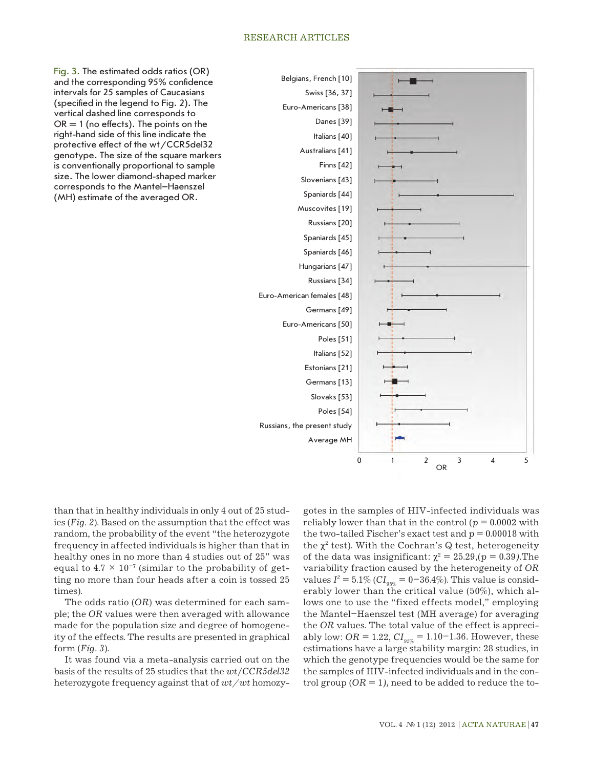Fig. 3. The estimated odds ratios (OR) and the corresponding 95% confidence intervals for 25 samples of Caucasians (specified in the legend to Fig. 2). The vertical dashed line corresponds to OR = 1 (no effects). The points on the right-hand side of this line indicate the protective effect of the wt/CCR5del32 genotype. The size of the square markers is conventionally proportional to sample size. The lower diamond-shaped marker corresponds to the Mantel–Haenszel (MH) estimate of the averaged OR.

than that in healthy individuals in only 4 out of 25 studies (*Fig. 2*). Based on the assumption that the effect was random, the probability of the event "the heterozygote frequency in affected individuals is higher than that in healthy ones in no more than 4 studies out of 25" was equal to $4.7 \times 10^{-7}$ (similar to the probability of getting no more than four heads after a coin is tossed 25 times).

The odds ratio (*OR*) was determined for each sample; the *OR* values were then averaged with allowance made for the population size and degree of homogeneity of the effects. The results are presented in graphical form (*Fig. 3*).

It was found via a meta-analysis carried out on the basis of the results of 25 studies that the *wt/CCR5del32* heterozygote frequency against that of *wt/wt* homozygotes in the samples of HIV-infected individuals was reliably lower than that in the control ($p = 0.0002$ with the two-tailed Fischer's exact test and $p = 0.00018$ with the $\chi^2$ test). With the Cochran's Q test, heterogeneity of the data was insignificant: $\chi^2 = 25.29$, ($p = 0.39$). The variability fraction caused by the heterogeneity of *OR* values $I^2 = 5.1\%$ ($CI_{95\%} = 0{-}36.4\%$). This value is considerably lower than the critical value (50%), which allows one to use the "fixed effects model," employing the Mantel–Haenszel test (MH average) for averaging the *OR* values. The total value of the effect is appreciably low: $OR = 1.22$, $CI_{95\%} = 1.10{-}1.36$. However, these estimations have a large stability margin: 28 studies, in which the genotype frequencies would be the same for the samples of HIV-infected individuals and in the control group ($OR = 1$), need to be added to reduce the to-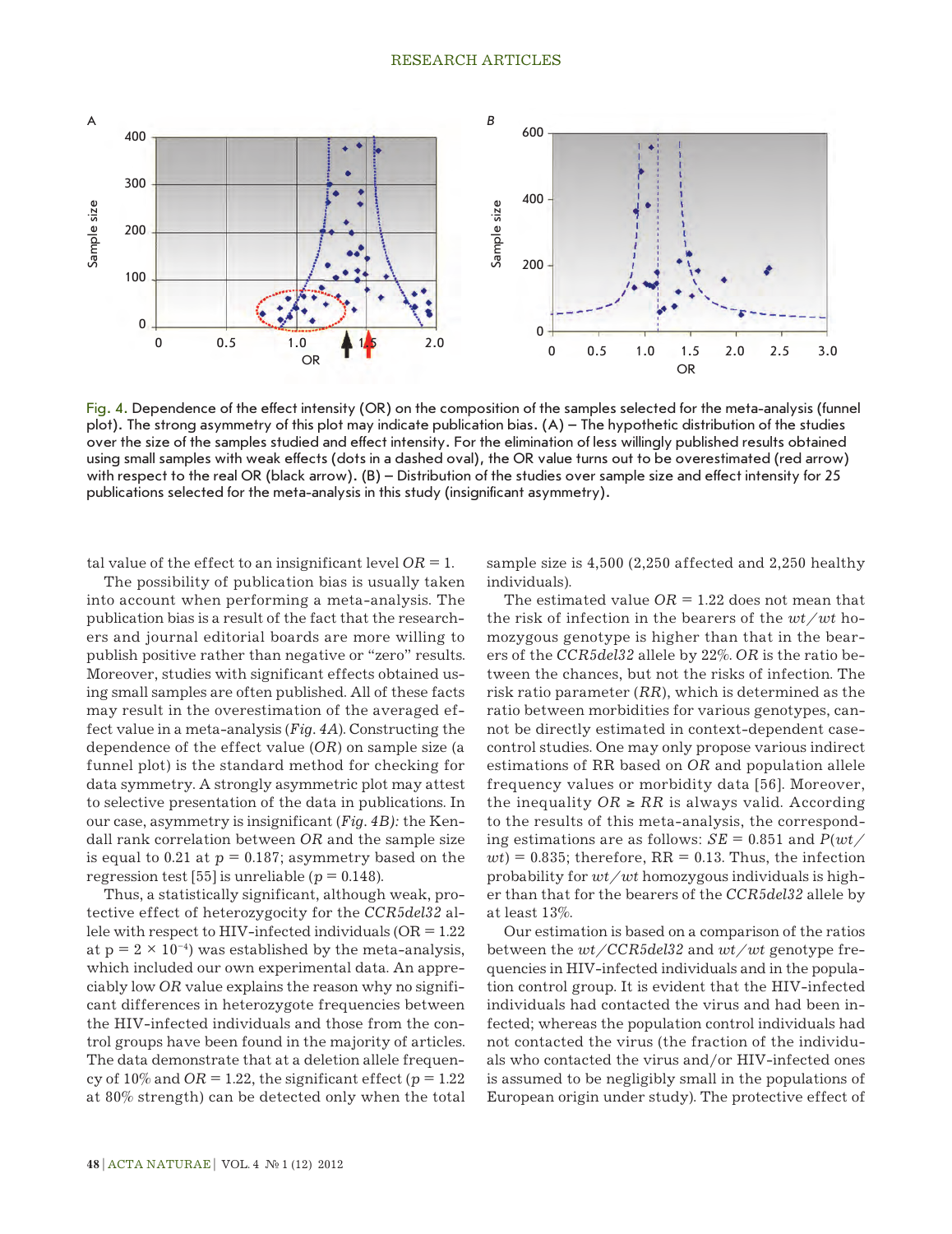Fig. 4. Dependence of the effect intensity (OR) on the composition of the samples selected for the meta-analysis (funnel plot). The strong asymmetry of this plot may indicate publication bias. (A) – The hypothetic distribution of the studies over the size of the samples studied and effect intensity. For the elimination of less willingly published results obtained using small samples with weak effects (dots in a dashed oval), the OR value turns out to be overestimated (red arrow) with respect to the real OR (black arrow). (B) – Distribution of the studies over sample size and effect intensity for 25 publications selected for the meta-analysis in this study (insignificant asymmetry).

tal value of the effect to an insignificant level $OR = 1$.

The possibility of publication bias is usually taken into account when performing a meta-analysis. The publication bias is a result of the fact that the researchers and journal editorial boards are more willing to publish positive rather than negative or "zero" results. Moreover, studies with significant effects obtained using small samples are often published. All of these facts may result in the overestimation of the averaged effect value in a meta-analysis (*Fig. 4A*). Constructing the dependence of the effect value (*OR*) on sample size (a funnel plot) is the standard method for checking for data symmetry. A strongly asymmetric plot may attest to selective presentation of the data in publications. In our case, asymmetry is insignificant (*Fig. 4B):* the Kendall rank correlation between *OR* and the sample size is equal to 0.21 at $p = 0.187$; asymmetry based on the regression test [55] is unreliable ($p = 0.148$).

Thus, a statistically significant, although weak, protective effect of heterozygocity for the *CCR5del32* allele with respect to HIV-infected individuals (OR = 1.22 at $p = 2 \times 10^{-4}$) was established by the meta-analysis, which included our own experimental data. An appreciably low *OR* value explains the reason why no significant differences in heterozygote frequencies between the HIV-infected individuals and those from the control groups have been found in the majority of articles. The data demonstrate that at a deletion allele frequency of 10% and $OR = 1.22$, the significant effect ($p = 1.22$ at 80% strength) can be detected only when the total sample size is 4,500 (2,250 affected and 2,250 healthy individuals).

The estimated value $OR = 1.22$ does not mean that the risk of infection in the bearers of the *wt/wt* homozygous genotype is higher than that in the bearers of the *CCR5del32* allele by 22%. *OR* is the ratio between the chances, but not the risks of infection. The risk ratio parameter (*RR*), which is determined as the ratio between morbidities for various genotypes, cannot be directly estimated in context-dependent case-control studies. One may only propose various indirect estimations of RR based on *OR* and population allele frequency values or morbidity data [56]. Moreover, the inequality $OR \geq RR$ is always valid. According to the results of this meta-analysis, the corresponding estimations are as follows: $SE = 0.851$ and $P(wt/wt) = 0.835$; therefore, RR = 0.13. Thus, the infection probability for *wt/wt* homozygous individuals is higher than that for the bearers of the *CCR5del32* allele by at least 13%.

Our estimation is based on a comparison of the ratios between the *wt/CCR5del32* and *wt/wt* genotype frequencies in HIV-infected individuals and in the population control group. It is evident that the HIV-infected individuals had contacted the virus and had been infected; whereas the population control individuals had not contacted the virus (the fraction of the individuals who contacted the virus and/or HIV-infected ones is assumed to be negligibly small in the populations of European origin under study). The protective effect of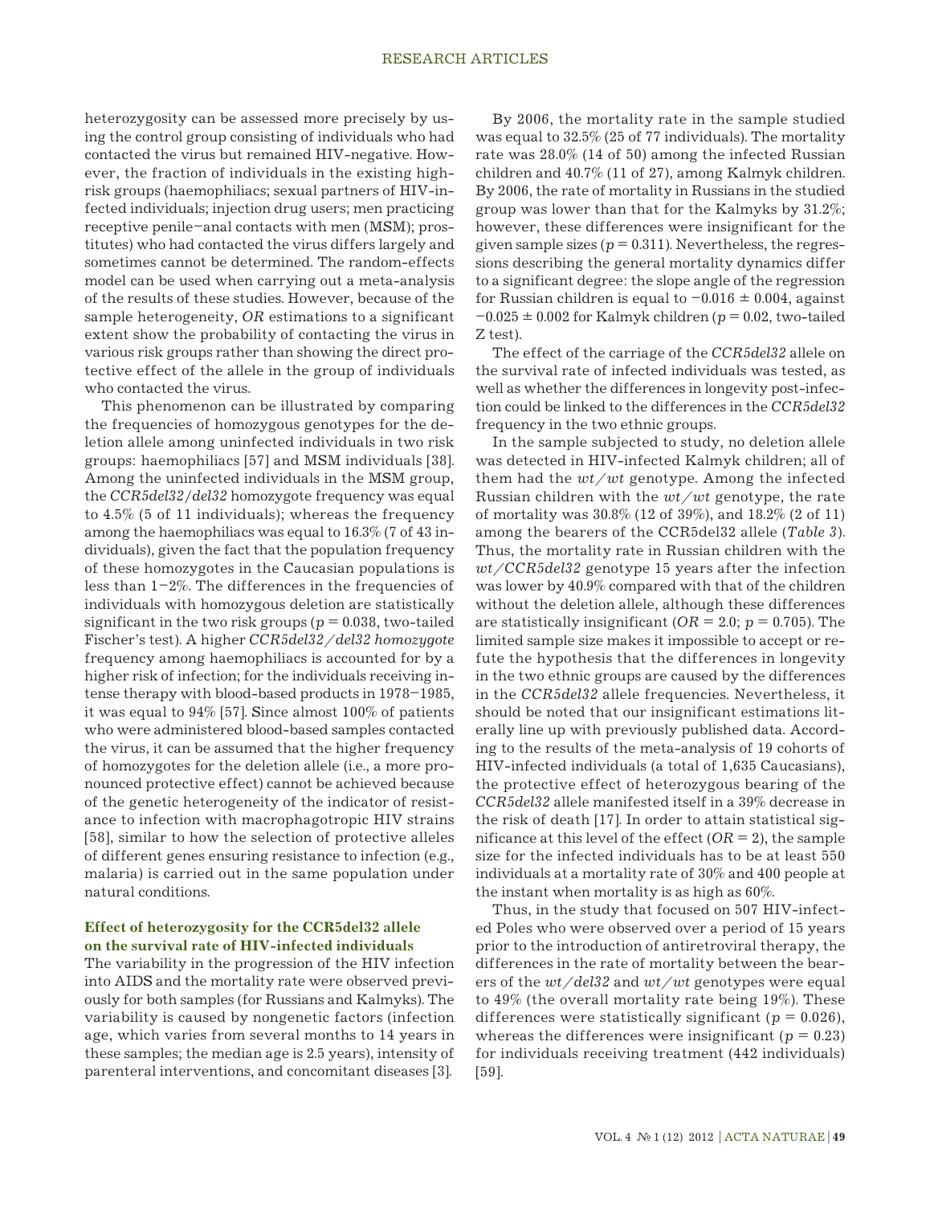heterozygosity can be assessed more precisely by using the control group consisting of individuals who had contacted the virus but remained HIV-negative. However, the fraction of individuals in the existing high-risk groups (haemophiliacs; sexual partners of HIV-infected individuals; injection drug users; men practicing receptive penile–anal contacts with men (MSM); prostitutes) who had contacted the virus differs largely and sometimes cannot be determined. The random-effects model can be used when carrying out a meta-analysis of the results of these studies. However, because of the sample heterogeneity, *OR* estimations to a significant extent show the probability of contacting the virus in various risk groups rather than showing the direct protective effect of the allele in the group of individuals who contacted the virus.

This phenomenon can be illustrated by comparing the frequencies of homozygous genotypes for the deletion allele among uninfected individuals in two risk groups: haemophiliacs [57] and MSM individuals [38]. Among the uninfected individuals in the MSM group, the *CCR5del32/del32* homozygote frequency was equal to 4.5% (5 of 11 individuals); whereas the frequency among the haemophiliacs was equal to 16.3% (7 of 43 individuals), given the fact that the population frequency of these homozygotes in the Caucasian populations is less than 1–2%. The differences in the frequencies of individuals with homozygous deletion are statistically significant in the two risk groups ($p = 0.038$, two-tailed Fischer's test). A higher *CCR5del32/del32 homozygote* frequency among haemophiliacs is accounted for by a higher risk of infection; for the individuals receiving intense therapy with blood-based products in 1978–1985, it was equal to 94% [57]. Since almost 100% of patients who were administered blood-based samples contacted the virus, it can be assumed that the higher frequency of homozygotes for the deletion allele (i.e., a more pronounced protective effect) cannot be achieved because of the genetic heterogeneity of the indicator of resistance to infection with macrophagotropic HIV strains [58], similar to how the selection of protective alleles of different genes ensuring resistance to infection (e.g., malaria) is carried out in the same population under natural conditions.

### Effect of heterozygosity for the CCR5del32 allele on the survival rate of HIV-infected individuals

The variability in the progression of the HIV infection into AIDS and the mortality rate were observed previously for both samples (for Russians and Kalmyks). The variability is caused by nongenetic factors (infection age, which varies from several months to 14 years in these samples; the median age is 2.5 years), intensity of parenteral interventions, and concomitant diseases [3].

By 2006, the mortality rate in the sample studied was equal to 32.5% (25 of 77 individuals). The mortality rate was 28.0% (14 of 50) among the infected Russian children and 40.7% (11 of 27), among Kalmyk children. By 2006, the rate of mortality in Russians in the studied group was lower than that for the Kalmyks by 31.2%; however, these differences were insignificant for the given sample sizes ($p = 0.311$). Nevertheless, the regressions describing the general mortality dynamics differ to a significant degree: the slope angle of the regression for Russian children is equal to $-0.016 \pm 0.004$, against $-0.025 \pm 0.002$ for Kalmyk children ($p = 0.02$, two-tailed Z test).

The effect of the carriage of the *CCR5del32* allele on the survival rate of infected individuals was tested, as well as whether the differences in longevity post-infection could be linked to the differences in the *CCR5del32* frequency in the two ethnic groups.

In the sample subjected to study, no deletion allele was detected in HIV-infected Kalmyk children; all of them had the *wt/wt* genotype. Among the infected Russian children with the *wt/wt* genotype, the rate of mortality was 30.8% (12 of 39%), and 18.2% (2 of 11) among the bearers of the CCR5del32 allele (*Table 3*). Thus, the mortality rate in Russian children with the *wt/CCR5del32* genotype 15 years after the infection was lower by 40.9% compared with that of the children without the deletion allele, although these differences are statistically insignificant ($OR = 2.0$; $p = 0.705$). The limited sample size makes it impossible to accept or refute the hypothesis that the differences in longevity in the two ethnic groups are caused by the differences in the *CCR5del32* allele frequencies. Nevertheless, it should be noted that our insignificant estimations literally line up with previously published data. According to the results of the meta-analysis of 19 cohorts of HIV-infected individuals (a total of 1,635 Caucasians), the protective effect of heterozygous bearing of the *CCR5del32* allele manifested itself in a 39% decrease in the risk of death [17]. In order to attain statistical significance at this level of the effect ($OR = 2$), the sample size for the infected individuals has to be at least 550 individuals at a mortality rate of 30% and 400 people at the instant when mortality is as high as 60%.

Thus, in the study that focused on 507 HIV-infected Poles who were observed over a period of 15 years prior to the introduction of antiretroviral therapy, the differences in the rate of mortality between the bearers of the *wt/del32* and *wt/wt* genotypes were equal to 49% (the overall mortality rate being 19%). These differences were statistically significant ($p = 0.026$), whereas the differences were insignificant ($p = 0.23$) for individuals receiving treatment (442 individuals) [59].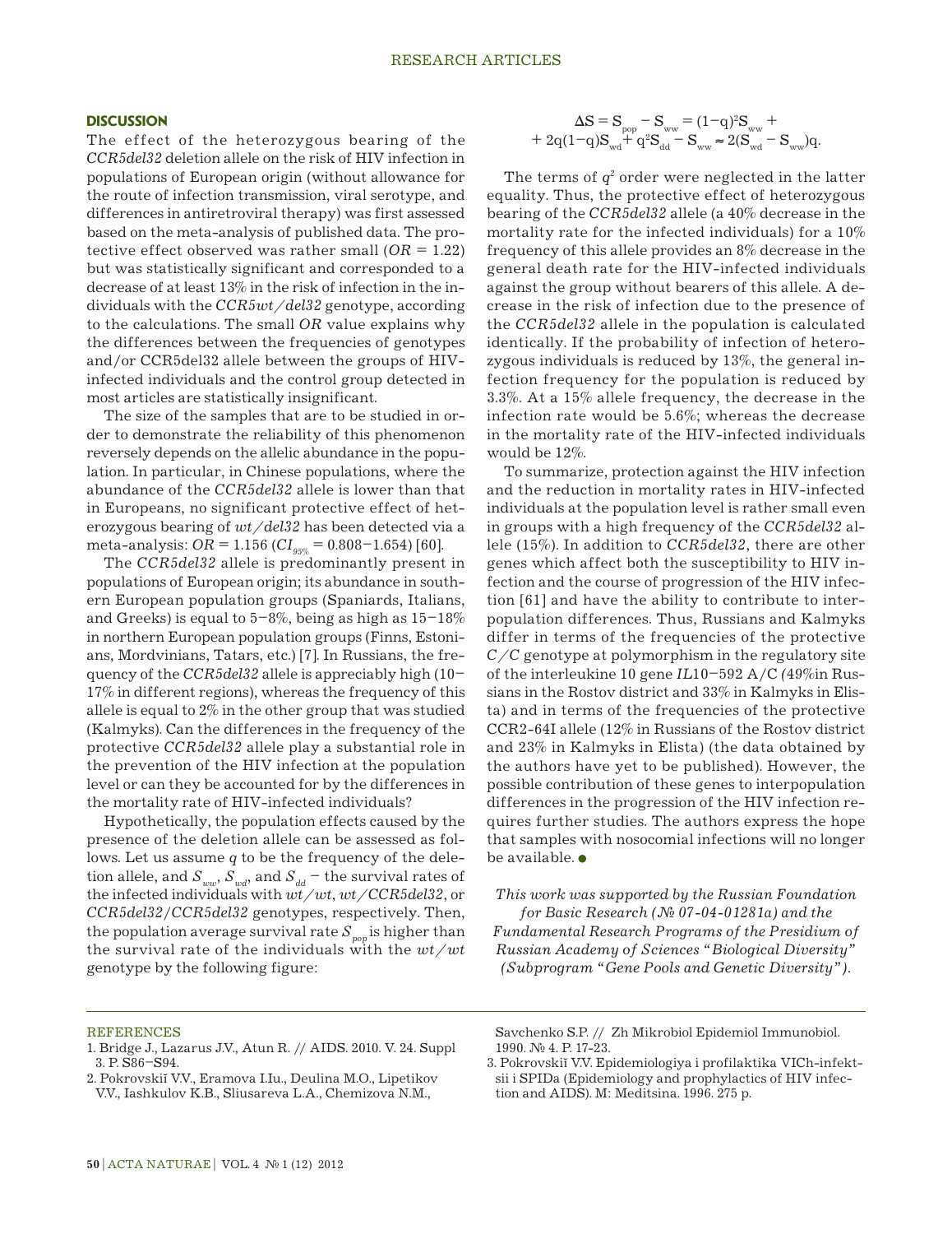## DISCUSSION

The effect of the heterozygous bearing of the *CCR5del32* deletion allele on the risk of HIV infection in populations of European origin (without allowance for the route of infection transmission, viral serotype, and differences in antiretroviral therapy) was first assessed based on the meta-analysis of published data. The protective effect observed was rather small ($OR = 1.22$) but was statistically significant and corresponded to a decrease of at least 13% in the risk of infection in the individuals with the *CCR5wt/del32* genotype, according to the calculations. The small *OR* value explains why the differences between the frequencies of genotypes and/or CCR5del32 allele between the groups of HIV-infected individuals and the control group detected in most articles are statistically insignificant.

The size of the samples that are to be studied in order to demonstrate the reliability of this phenomenon reversely depends on the allelic abundance in the population. In particular, in Chinese populations, where the abundance of the *CCR5del32* allele is lower than that in Europeans, no significant protective effect of heterozygous bearing of *wt/del32* has been detected via a meta-analysis: $OR = 1.156$ ($CI_{95\%} = 0.808{-}1.654$) [60].

The *CCR5del32* allele is predominantly present in populations of European origin; its abundance in southern European population groups (Spaniards, Italians, and Greeks) is equal to 5–8%, being as high as 15–18% in northern European population groups (Finns, Estonians, Mordvinians, Tatars, etc.) [7]. In Russians, the frequency of the *CCR5del32* allele is appreciably high (10–17% in different regions), whereas the frequency of this allele is equal to 2% in the other group that was studied (Kalmyks). Can the differences in the frequency of the protective *CCR5del32* allele play a substantial role in the prevention of the HIV infection at the population level or can they be accounted for by the differences in the mortality rate of HIV-infected individuals?

Hypothetically, the population effects caused by the presence of the deletion allele can be assessed as follows. Let us assume $q$ to be the frequency of the deletion allele, and $S_{ww}$, $S_{wd}$, and $S_{dd}$ – the survival rates of the infected individuals with *wt/wt*, *wt/CCR5del32*, or *CCR5del32/CCR5del32* genotypes, respectively. Then, the population average survival rate $S_{pop}$ is higher than the survival rate of the individuals with the *wt/wt* genotype by the following figure:

$$\Delta S = S_{pop} - S_{ww} = (1-q)^2 S_{ww} + 2q(1-q)S_{wd} + q^2 S_{dd} - S_{ww} \approx 2(S_{wd} - S_{ww})q.$$

The terms of $q^2$ order were neglected in the latter equality. Thus, the protective effect of heterozygous bearing of the *CCR5del32* allele (a 40% decrease in the mortality rate for the infected individuals) for a 10% frequency of this allele provides an 8% decrease in the general death rate for the HIV-infected individuals against the group without bearers of this allele. A decrease in the risk of infection due to the presence of the *CCR5del32* allele in the population is calculated identically. If the probability of infection of heterozygous individuals is reduced by 13%, the general infection frequency for the population is reduced by 3.3%. At a 15% allele frequency, the decrease in the infection rate would be 5.6%; whereas the decrease in the mortality rate of the HIV-infected individuals would be 12%.

To summarize, protection against the HIV infection and the reduction in mortality rates in HIV-infected individuals at the population level is rather small even in groups with a high frequency of the *CCR5del32* allele (15%). In addition to *CCR5del32*, there are other genes which affect both the susceptibility to HIV infection and the course of progression of the HIV infection [61] and have the ability to contribute to interpopulation differences. Thus, Russians and Kalmyks differ in terms of the frequencies of the protective *C/C* genotype at polymorphism in the regulatory site of the interleukine 10 gene *IL*10–592 A/C (49%in Russians in the Rostov district and 33% in Kalmyks in Elista) and in terms of the frequencies of the protective CCR2-64I allele (12% in Russians of the Rostov district and 23% in Kalmyks in Elista) (the data obtained by the authors have yet to be published). However, the possible contribution of these genes to interpopulation differences in the progression of the HIV infection requires further studies. The authors express the hope that samples with nosocomial infections will no longer be available. ●

*This work was supported by the Russian Foundation for Basic Research (№ 07-04-01281a) and the Fundamental Research Programs of the Presidium of Russian Academy of Sciences "Biological Diversity" (Subprogram "Gene Pools and Genetic Diversity").*

## REFERENCES

1. Bridge J., Lazarus J.V., Atun R. // AIDS. 2010. V. 24. Suppl 3. P. S86–S94.
2. Pokrovskiĭ V.V., Eramova I.Iu., Deulina M.O., Lipetikov V.V., Iashkulov K.B., Sliusareva L.A., Chemizova N.M., Savchenko S.P. // Zh Mikrobiol Epidemiol Immunobiol. 1990. № 4. P. 17-23.
3. Pokrovskiĭ V.V. Epidemiologiya i profilaktika VICh-infektsii i SPIDa (Epidemiology and prophylactics of HIV infection and AIDS). M: Meditsina. 1996. 275 p.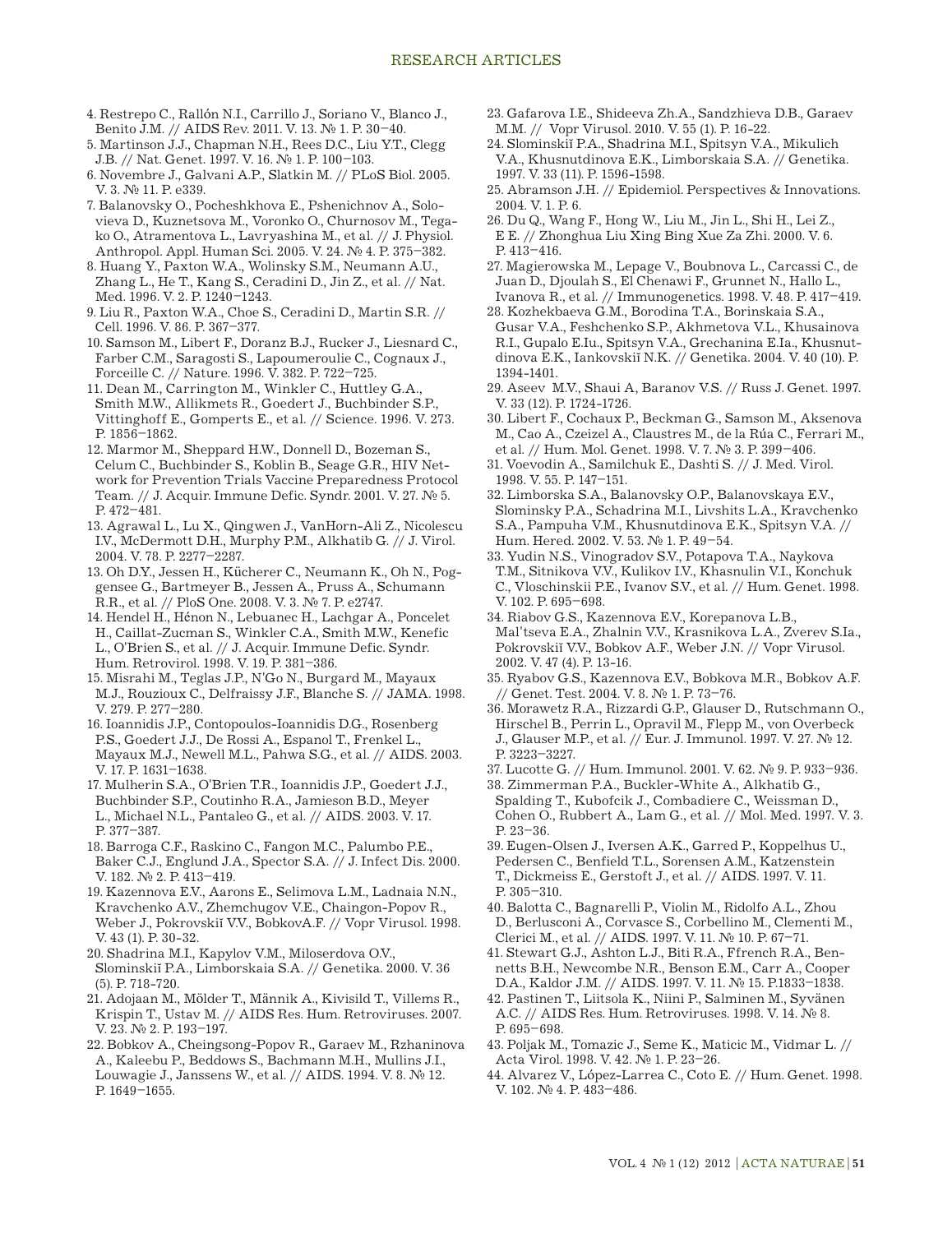4. Restrepo C., Rallón N.I., Carrillo J., Soriano V., Blanco J., Benito J.M. // AIDS Rev. 2011. V. 13. № 1. P. 30–40.
5. Martinson J.J., Chapman N.H., Rees D.C., Liu Y.T., Clegg J.B. // Nat. Genet. 1997. V. 16. № 1. P. 100–103.
6. Novembre J., Galvani A.P., Slatkin M. // PLoS Biol. 2005. V. 3. № 11. P. e339.
7. Balanovsky O., Pocheshkhova E., Pshenichnov A., Solovieva D., Kuznetsova M., Voronko O., Churnosov M., Tegako O., Atramentova L., Lavryashina M., et al. // J. Physiol. Anthropol. Appl. Human Sci. 2005. V. 24. № 4. P. 375–382.
8. Huang Y., Paxton W.A., Wolinsky S.M., Neumann A.U., Zhang L., He T., Kang S., Ceradini D., Jin Z., et al. // Nat. Med. 1996. V. 2. P. 1240–1243.
9. Liu R., Paxton W.A., Choe S., Ceradini D., Martin S.R. // Cell. 1996. V. 86. P. 367–377.
10. Samson M., Libert F., Doranz B.J., Rucker J., Liesnard C., Farber C.M., Saragosti S., Lapoumeroulie C., Cognaux J., Forceille C. // Nature. 1996. V. 382. P. 722–725.
11. Dean M., Carrington M., Winkler C., Huttley G.A., Smith M.W., Allikmets R., Goedert J., Buchbinder S.P., Vittinghoff E., Gomperts E., et al. // Science. 1996. V. 273. P. 1856–1862.
12. Marmor M., Sheppard H.W., Donnell D., Bozeman S., Celum C., Buchbinder S., Koblin B., Seage G.R., HIV Network for Prevention Trials Vaccine Preparedness Protocol Team. // J. Acquir. Immune Defic. Syndr. 2001. V. 27. № 5. P. 472–481.
13. Agrawal L., Lu X., Qingwen J., VanHorn-Ali Z., Nicolescu I.V., McDermott D.H., Murphy P.M., Alkhatib G. // J. Virol. 2004. V. 78. P. 2277–2287.
14. Hendel H., Hénon N., Lebuanec H., Lachgar A., Poncelet H., Caillat-Zucman S., Winkler C.A., Smith M.W., Kenefic L., O'Brien S., et al. // J. Acquir. Immune Defic. Syndr. Hum. Retrovirol. 1998. V. 19. P. 381–386.
15. Misrahi M., Teglas J.P., N'Go N., Burgard M., Mayaux M.J., Rouzioux C., Delfraissy J.F., Blanche S. // JAMA. 1998. V. 279. P. 277–280.
16. Ioannidis J.P., Contopoulos-Ioannidis D.G., Rosenberg P.S., Goedert J.J., De Rossi A., Espanol T., Frenkel L., Mayaux M.J., Newell M.L., Pahwa S.G., et al. // AIDS. 2003. V. 17. P. 1631–1638.
17. Mulherin S.A., O'Brien T.R., Ioannidis J.P., Goedert J.J., Buchbinder S.P., Coutinho R.A., Jamieson B.D., Meyer L., Michael N.L., Pantaleo G., et al. // AIDS. 2003. V. 17. P. 377–387.
18. Barroga C.F., Raskino C., Fangon M.C., Palumbo P.E., Baker C.J., Englund J.A., Spector S.A. // J. Infect Dis. 2000. V. 182. № 2. P. 413–419.
19. Kazennova E.V., Aarons E., Selimova L.M., Ladnaia N.N., Kravchenko A.V., Zhemchugov V.E., Chaingon-Popov R., Weber J., Pokrovskiĭ V.V., BobkovA.F. // Vopr Virusol. 1998. V. 43 (1). P. 30-32.
20. Shadrina M.I., Kapylov V.M., Miloserdova O.V., Slominskiĭ P.A., Limborskaia S.A. // Genetika. 2000. V. 36 (5). P. 718-720.
21. Adojaan M., Mölder T., Männik A., Kivisild T., Villems R., Krispin T., Ustav M. // AIDS Res. Hum. Retroviruses. 2007. V. 23. № 2. P. 193–197.
22. Bobkov A., Cheingsong-Popov R., Garaev M., Rzhaninova A., Kaleebu P., Beddows S., Bachmann M.H., Mullins J.I., Louwagie J., Janssens W., et al. // AIDS. 1994. V. 8. № 12. P. 1649–1655.
23. Gafarova I.E., Shideeva Zh.A., Sandzhieva D.B., Garaev M.M. // Vopr Virusol. 2010. V. 55 (1). P. 16-22.
24. Slominskiĭ P.A., Shadrina M.I., Spitsyn V.A., Mikulich V.A., Khusnutdinova E.K., Limborskaia S.A. // Genetika. 1997. V. 33 (11). P. 1596-1598.
25. Abramson J.H. // Epidemiol. Perspectives & Innovations. 2004. V. 1. P. 6.
26. Du Q., Wang F., Hong W., Liu M., Jin L., Shi H., Lei Z., E E. // Zhonghua Liu Xing Bing Xue Za Zhi. 2000. V. 6. P. 413–416.
27. Magierowska M., Lepage V., Boubnova L., Carcassi C., de Juan D., Djoulah S., El Chenawi F., Grunnet N., Hallo L., Ivanova R., et al. // Immunogenetics. 1998. V. 48. P. 417–419.
28. Kozhekbaeva G.M., Borodina T.A., Borinskaia S.A., Gusar V.A., Feshchenko S.P., Akhmetova V.L., Khusainova R.I., Gupalo E.Iu., Spitsyn V.A., Grechanina E.Ia., Khusnutdinova E.K., Iankovskiĭ N.K. // Genetika. 2004. V. 40 (10). P. 1394-1401.
29. Aseev M.V., Shaui A, Baranov V.S. // Russ J. Genet. 1997. V. 33 (12). P. 1724-1726.
30. Libert F., Cochaux P., Beckman G., Samson M., Aksenova M., Cao A., Czeizel A., Claustres M., de la Rúa C., Ferrari M., et al. // Hum. Mol. Genet. 1998. V. 7. № 3. P. 399–406.
31. Voevodin A., Samilchuk E., Dashti S. // J. Med. Virol. 1998. V. 55. P. 147–151.
32. Limborska S.A., Balanovsky O.P., Balanovskaya E.V., Slominsky P.A., Schadrina M.I., Livshits L.A., Kravchenko S.A., Pampuha V.M., Khusnutdinova E.K., Spitsyn V.A. // Hum. Hered. 2002. V. 53. № 1. P. 49–54.
33. Yudin N.S., Vinogradov S.V., Potapova T.A., Naykova T.M., Sitnikova V.V., Kulikov I.V., Khasnulin V.I., Konchuk C., Vloschinskii P.E., Ivanov S.V., et al. // Hum. Genet. 1998. V. 102. P. 695–698.
34. Riabov G.S., Kazennova E.V., Korepanova L.B., Mal'tseva E.A., Zhalnin V.V., Krasnikova L.A., Zverev S.Ia., Pokrovskiĭ V.V., Bobkov A.F., Weber J.N. // Vopr Virusol. 2002. V. 47 (4). P. 13-16.
35. Ryabov G.S., Kazennova E.V., Bobkova M.R., Bobkov A.F. // Genet. Test. 2004. V. 8. № 1. P. 73–76.
36. Morawetz R.A., Rizzardi G.P., Glauser D., Rutschmann O., Hirschel B., Perrin L., Opravil M., Flepp M., von Overbeck J., Glauser M.P., et al. // Eur. J. Immunol. 1997. V. 27. № 12. P. 3223–3227.
37. Lucotte G. // Hum. Immunol. 2001. V. 62. № 9. P. 933–936.
38. Zimmerman P.A., Buckler-White A., Alkhatib G., Spalding T., Kubofcik J., Combadiere C., Weissman D., Cohen O., Rubbert A., Lam G., et al. // Mol. Med. 1997. V. 3. P. 23–36.
39. Eugen-Olsen J., Iversen A.K., Garred P., Koppelhus U., Pedersen C., Benfield T.L., Sorensen A.M., Katzenstein T., Dickmeiss E., Gerstoft J., et al. // AIDS. 1997. V. 11. P. 305–310.
40. Balotta C., Bagnarelli P., Violin M., Ridolfo A.L., Zhou D., Berlusconi A., Corvasce S., Corbellino M., Clementi M., Clerici M., et al. // AIDS. 1997. V. 11. № 10. P. 67–71.
41. Stewart G.J., Ashton L.J., Biti R.A., Ffrench R.A., Bennetts B.H., Newcombe N.R., Benson E.M., Carr A., Cooper D.A., Kaldor J.M. // AIDS. 1997. V. 11. № 15. P.1833–1838.
42. Pastinen T., Liitsola K., Niini P., Salminen M., Syvänen A.C. // AIDS Res. Hum. Retroviruses. 1998. V. 14. № 8. P. 695–698.
43. Poljak M., Tomazic J., Seme K., Maticic M., Vidmar L. // Acta Virol. 1998. V. 42. № 1. P. 23–26.
44. Alvarez V., López-Larrea C., Coto E. // Hum. Genet. 1998. V. 102. № 4. P. 483–486.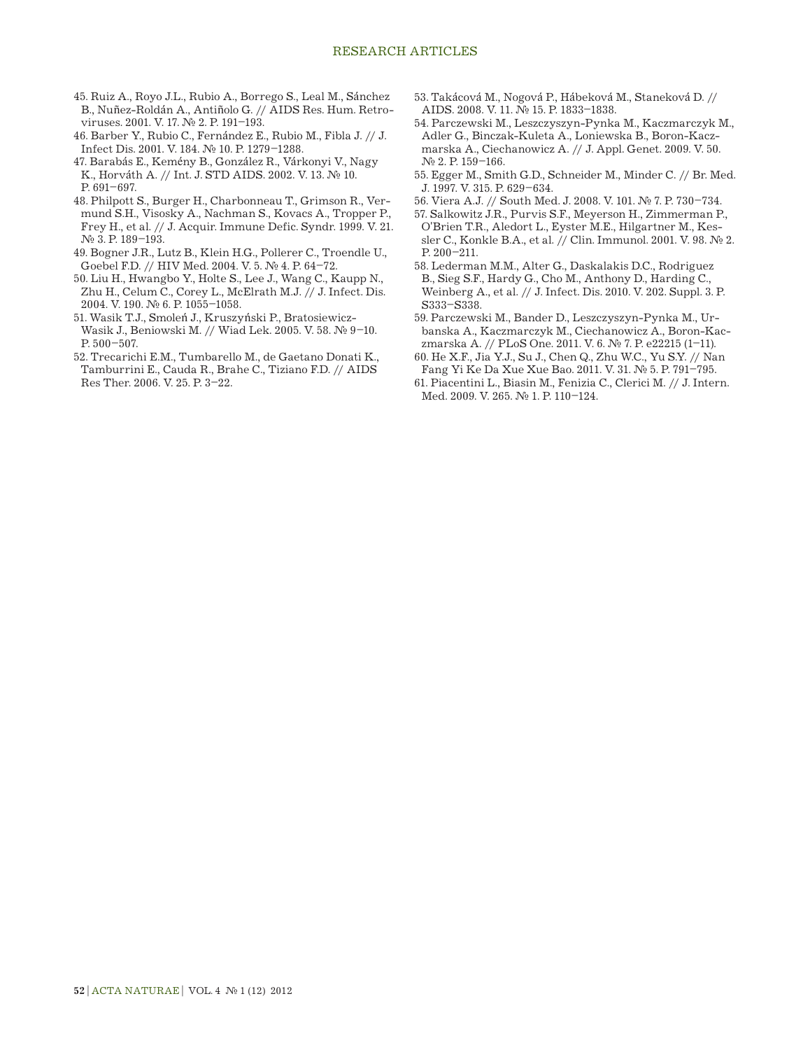45. Ruiz A., Royo J.L., Rubio A., Borrego S., Leal M., Sánchez B., Nuñez-Roldán A., Antiñolo G. // AIDS Res. Hum. Retroviruses. 2001. V. 17. № 2. P. 191–193.
46. Barber Y., Rubio C., Fernández E., Rubio M., Fibla J. // J. Infect Dis. 2001. V. 184. № 10. P. 1279–1288.
47. Barabás E., Kemény B., González R., Várkonyi V., Nagy K., Horváth A. // Int. J. STD AIDS. 2002. V. 13. № 10. P. 691–697.
48. Philpott S., Burger H., Charbonneau T., Grimson R., Vermund S.H., Visosky A., Nachman S., Kovacs A., Tropper P., Frey H., et al. // J. Acquir. Immune Defic. Syndr. 1999. V. 21. № 3. P. 189–193.
49. Bogner J.R., Lutz B., Klein H.G., Pollerer C., Troendle U., Goebel F.D. // HIV Med. 2004. V. 5. № 4. P. 64–72.
50. Liu H., Hwangbo Y., Holte S., Lee J., Wang C., Kaupp N., Zhu H., Celum C., Corey L., McElrath M.J. // J. Infect. Dis. 2004. V. 190. № 6. P. 1055–1058.
51. Wasik T.J., Smoleń J., Kruszyński P., Bratosiewicz-Wasik J., Beniowski M. // Wiad Lek. 2005. V. 58. № 9–10. P. 500–507.
52. Trecarichi E.M., Tumbarello M., de Gaetano Donati K., Tamburrini E., Cauda R., Brahe C., Tiziano F.D. // AIDS Res Ther. 2006. V. 25. P. 3–22.
53. Takácová M., Nogová P., Hábeková M., Staneková D. // AIDS. 2008. V. 11. № 15. P. 1833–1838.
54. Parczewski M., Leszczyszyn-Pynka M., Kaczmarczyk M., Adler G., Binczak-Kuleta A., Loniewska B., Boron-Kaczmarska A., Ciechanowicz A. // J. Appl. Genet. 2009. V. 50. № 2. P. 159–166.
55. Egger M., Smith G.D., Schneider M., Minder C. // Br. Med. J. 1997. V. 315. P. 629–634.
56. Viera A.J. // South Med. J. 2008. V. 101. № 7. P. 730–734.
57. Salkowitz J.R., Purvis S.F., Meyerson H., Zimmerman P., O'Brien T.R., Aledort L., Eyster M.E., Hilgartner M., Kessler C., Konkle B.A., et al. // Clin. Immunol. 2001. V. 98. № 2. P. 200–211.
58. Lederman M.M., Alter G., Daskalakis D.C., Rodriguez B., Sieg S.F., Hardy G., Cho M., Anthony D., Harding C., Weinberg A., et al. // J. Infect. Dis. 2010. V. 202. Suppl. 3. P. S333–S338.
59. Parczewski M., Bander D., Leszczyszyn-Pynka M., Urbanska A., Kaczmarczyk M., Ciechanowicz A., Boron-Kaczmarska A. // PLoS One. 2011. V. 6. № 7. P. e22215 (1–11).
60. He X.F., Jia Y.J., Su J., Chen Q., Zhu W.C., Yu S.Y. // Nan Fang Yi Ke Da Xue Xue Bao. 2011. V. 31. № 5. P. 791–795.
61. Piacentini L., Biasin M., Fenizia C., Clerici M. // J. Intern. Med. 2009. V. 265. № 1. P. 110–124.